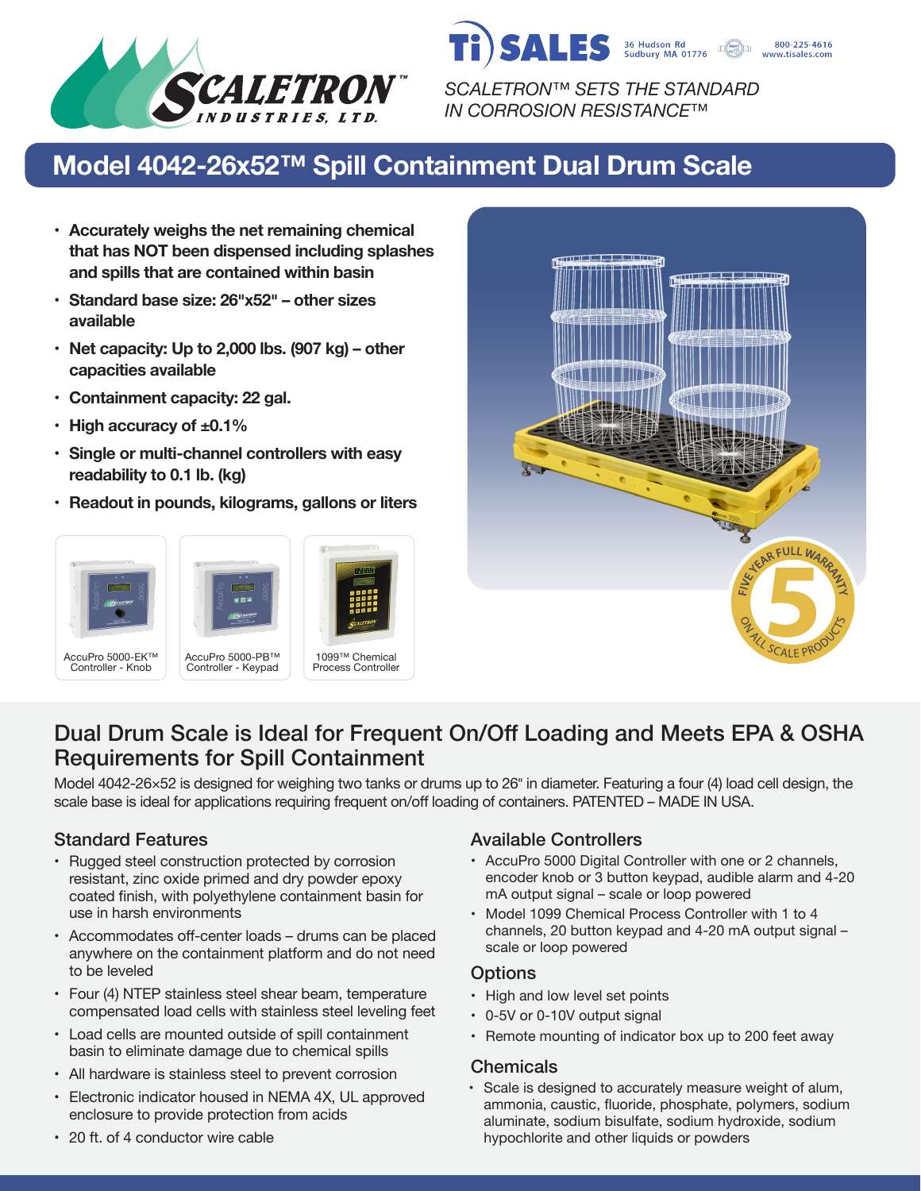SCALETRON™ INDUSTRIES, LTD.

Ti SALES 36 Hudson Rd Sudbury MA 01776 800-225-4616 www.tisales.com

*SCALETRON™ SETS THE STANDARD IN CORROSION RESISTANCE™*

# Model 4042-26x52™ Spill Containment Dual Drum Scale

- **Accurately weighs the net remaining chemical that has NOT been dispensed including splashes and spills that are contained within basin**
- **Standard base size: 26"x52" – other sizes available**
- **Net capacity: Up to 2,000 lbs. (907 kg) – other capacities available**
- **Containment capacity: 22 gal.**
- **High accuracy of ±0.1%**
- **Single or multi-channel controllers with easy readability to 0.1 lb. (kg)**
- **Readout in pounds, kilograms, gallons or liters**

AccuPro 5000-EK™ Controller - Knob

AccuPro 5000-PB™ Controller - Keypad

1099™ Chemical Process Controller

FIVE YEAR FULL WARRANTY 5 ON ALL SCALE PRODUCTS

## Dual Drum Scale is Ideal for Frequent On/Off Loading and Meets EPA & OSHA Requirements for Spill Containment

Model 4042-26×52 is designed for weighing two tanks or drums up to 26" in diameter. Featuring a four (4) load cell design, the scale base is ideal for applications requiring frequent on/off loading of containers. PATENTED – MADE IN USA.

### Standard Features

- Rugged steel construction protected by corrosion resistant, zinc oxide primed and dry powder epoxy coated finish, with polyethylene containment basin for use in harsh environments
- Accommodates off-center loads – drums can be placed anywhere on the containment platform and do not need to be leveled
- Four (4) NTEP stainless steel shear beam, temperature compensated load cells with stainless steel leveling feet
- Load cells are mounted outside of spill containment basin to eliminate damage due to chemical spills
- All hardware is stainless steel to prevent corrosion
- Electronic indicator housed in NEMA 4X, UL approved enclosure to provide protection from acids
- 20 ft. of 4 conductor wire cable

### Available Controllers

- AccuPro 5000 Digital Controller with one or 2 channels, encoder knob or 3 button keypad, audible alarm and 4-20 mA output signal – scale or loop powered
- Model 1099 Chemical Process Controller with 1 to 4 channels, 20 button keypad and 4-20 mA output signal – scale or loop powered

### Options

- High and low level set points
- 0-5V or 0-10V output signal
- Remote mounting of indicator box up to 200 feet away

### Chemicals

- Scale is designed to accurately measure weight of alum, ammonia, caustic, fluoride, phosphate, polymers, sodium aluminate, sodium bisulfate, sodium hydroxide, sodium hypochlorite and other liquids or powders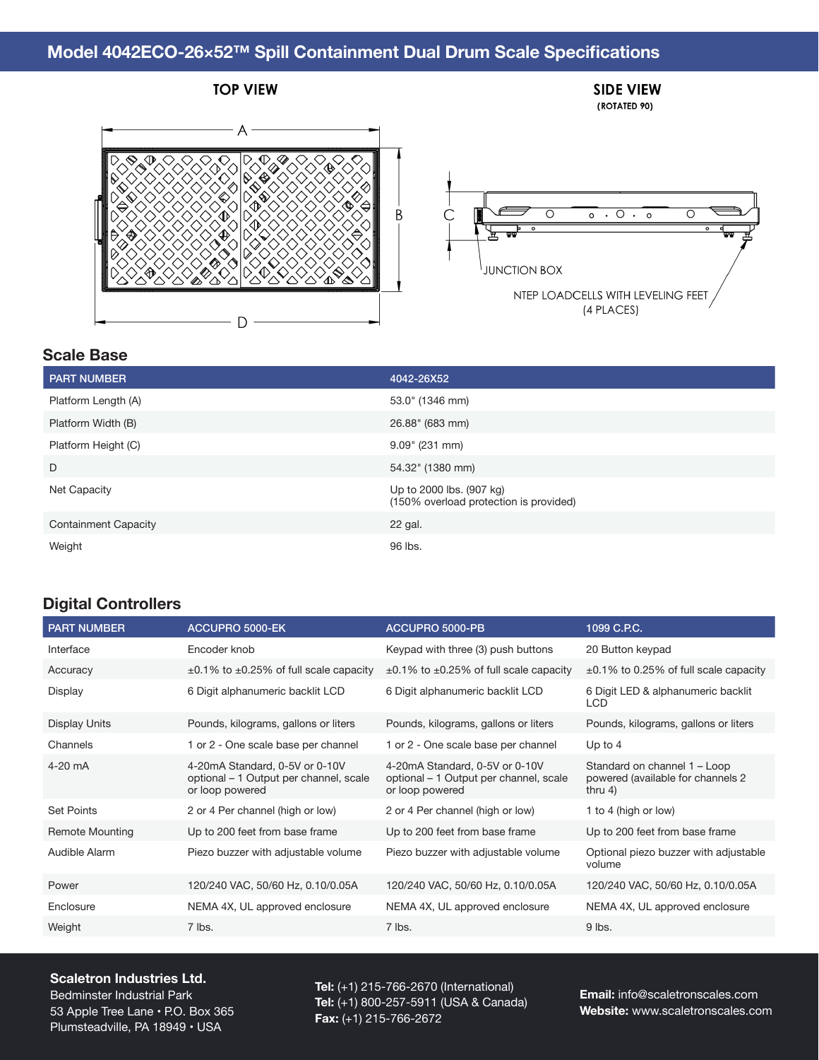## Model 4042ECO-26×52™ Spill Containment Dual Drum Scale Specifications

TOP VIEW

A

B

D

SIDE VIEW
(ROTATED 90)

C

JUNCTION BOX

NTEP LOADCELLS WITH LEVELING FEET
(4 PLACES)

### Scale Base

| PART NUMBER | 4042-26X52 |
|---|---|
| Platform Length (A) | 53.0" (1346 mm) |
| Platform Width (B) | 26.88" (683 mm) |
| Platform Height (C) | 9.09" (231 mm) |
| D | 54.32" (1380 mm) |
| Net Capacity | Up to 2000 lbs. (907 kg)<br>(150% overload protection is provided) |
| Containment Capacity | 22 gal. |
| Weight | 96 lbs. |

### Digital Controllers

| PART NUMBER | ACCUPRO 5000-EK | ACCUPRO 5000-PB | 1099 C.P.C. |
|---|---|---|---|
| Interface | Encoder knob | Keypad with three (3) push buttons | 20 Button keypad |
| Accuracy | ±0.1% to ±0.25% of full scale capacity | ±0.1% to ±0.25% of full scale capacity | ±0.1% to 0.25% of full scale capacity |
| Display | 6 Digit alphanumeric backlit LCD | 6 Digit alphanumeric backlit LCD | 6 Digit LED & alphanumeric backlit LCD |
| Display Units | Pounds, kilograms, gallons or liters | Pounds, kilograms, gallons or liters | Pounds, kilograms, gallons or liters |
| Channels | 1 or 2 - One scale base per channel | 1 or 2 - One scale base per channel | Up to 4 |
| 4-20 mA | 4-20mA Standard, 0-5V or 0-10V optional – 1 Output per channel, scale or loop powered | 4-20mA Standard, 0-5V or 0-10V optional – 1 Output per channel, scale or loop powered | Standard on channel 1 – Loop powered (available for channels 2 thru 4) |
| Set Points | 2 or 4 Per channel (high or low) | 2 or 4 Per channel (high or low) | 1 to 4 (high or low) |
| Remote Mounting | Up to 200 feet from base frame | Up to 200 feet from base frame | Up to 200 feet from base frame |
| Audible Alarm | Piezo buzzer with adjustable volume | Piezo buzzer with adjustable volume | Optional piezo buzzer with adjustable volume |
| Power | 120/240 VAC, 50/60 Hz, 0.10/0.05A | 120/240 VAC, 50/60 Hz, 0.10/0.05A | 120/240 VAC, 50/60 Hz, 0.10/0.05A |
| Enclosure | NEMA 4X, UL approved enclosure | NEMA 4X, UL approved enclosure | NEMA 4X, UL approved enclosure |
| Weight | 7 lbs. | 7 lbs. | 9 lbs. |

**Scaletron Industries Ltd.**
Bedminster Industrial Park
53 Apple Tree Lane • P.O. Box 365
Plumsteadville, PA 18949 • USA

**Tel:** (+1) 215-766-2670 (International)
**Tel:** (+1) 800-257-5911 (USA & Canada)
**Fax:** (+1) 215-766-2672

**Email:** info@scaletronscales.com
**Website:** www.scaletronscales.com